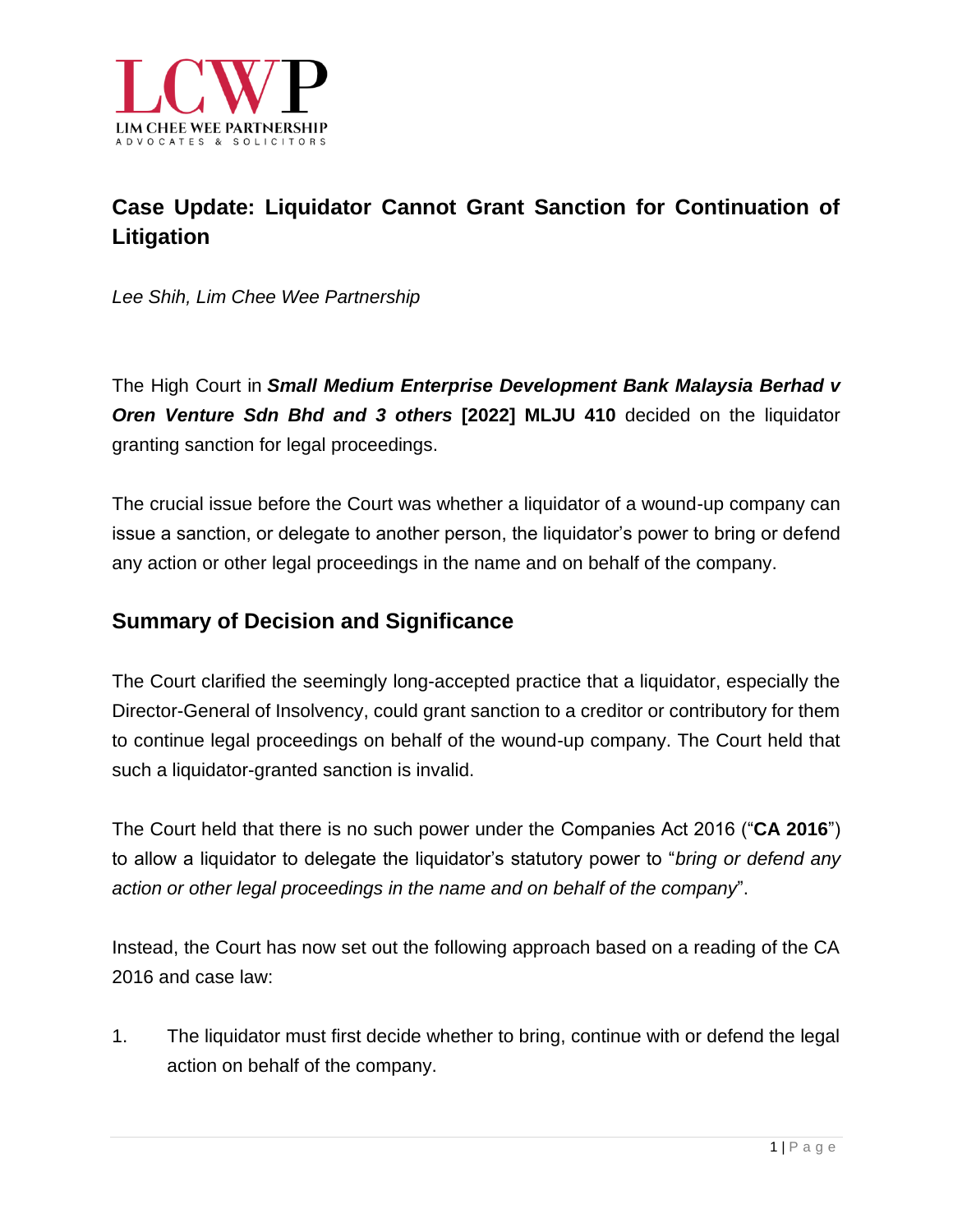LCWP

LIM CHEE WEE PARTNERSHIP
ADVOCATES & SOLICITORS

# Case Update: Liquidator Cannot Grant Sanction for Continuation of Litigation

*Lee Shih, Lim Chee Wee Partnership*

The High Court in ***Small Medium Enterprise Development Bank Malaysia Berhad v Oren Venture Sdn Bhd and 3 others*** **[2022] MLJU 410** decided on the liquidator granting sanction for legal proceedings.

The crucial issue before the Court was whether a liquidator of a wound-up company can issue a sanction, or delegate to another person, the liquidator's power to bring or defend any action or other legal proceedings in the name and on behalf of the company.

## Summary of Decision and Significance

The Court clarified the seemingly long-accepted practice that a liquidator, especially the Director-General of Insolvency, could grant sanction to a creditor or contributory for them to continue legal proceedings on behalf of the wound-up company. The Court held that such a liquidator-granted sanction is invalid.

The Court held that there is no such power under the Companies Act 2016 ("**CA 2016**") to allow a liquidator to delegate the liquidator's statutory power to "*bring or defend any action or other legal proceedings in the name and on behalf of the company*".

Instead, the Court has now set out the following approach based on a reading of the CA 2016 and case law:

1. The liquidator must first decide whether to bring, continue with or defend the legal action on behalf of the company.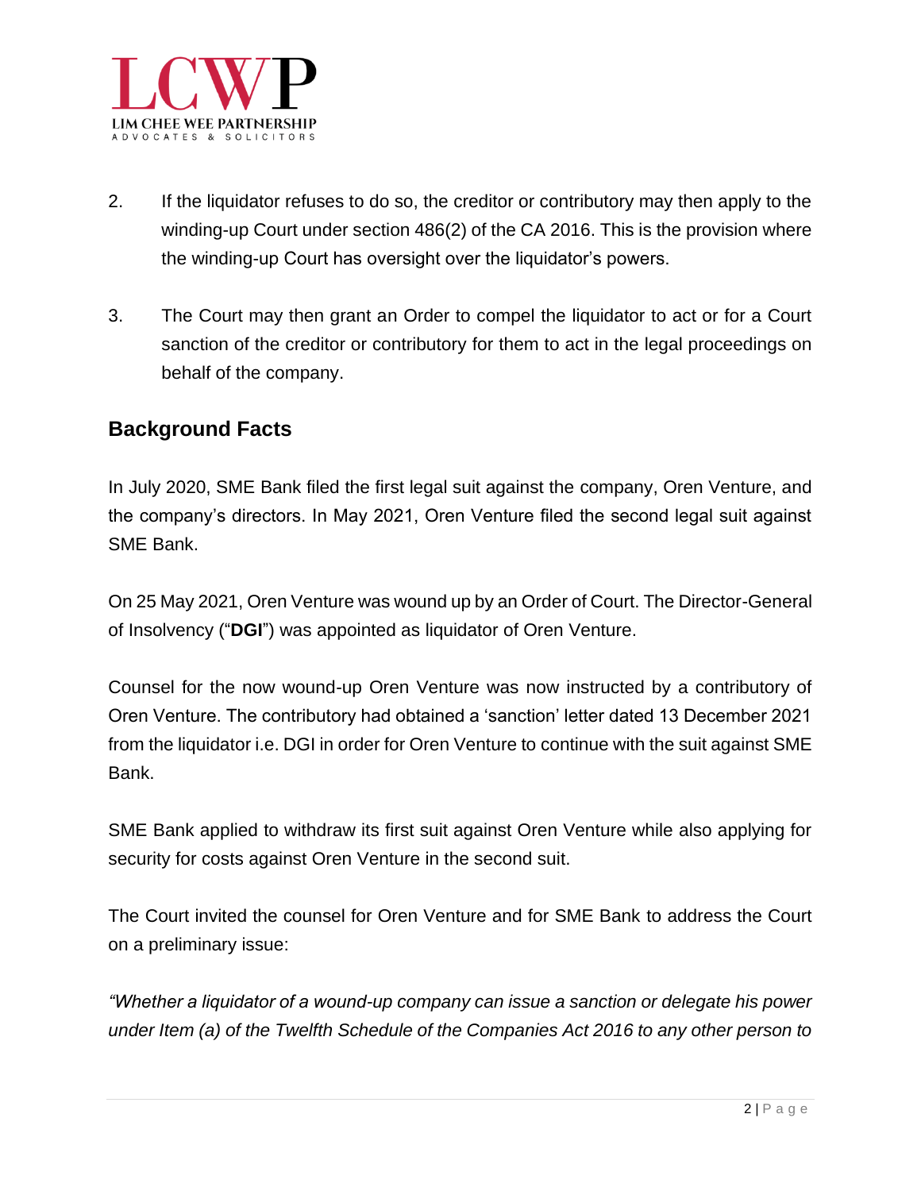2. If the liquidator refuses to do so, the creditor or contributory may then apply to the winding-up Court under section 486(2) of the CA 2016. This is the provision where the winding-up Court has oversight over the liquidator's powers.

3. The Court may then grant an Order to compel the liquidator to act or for a Court sanction of the creditor or contributory for them to act in the legal proceedings on behalf of the company.

## Background Facts

In July 2020, SME Bank filed the first legal suit against the company, Oren Venture, and the company's directors. In May 2021, Oren Venture filed the second legal suit against SME Bank.

On 25 May 2021, Oren Venture was wound up by an Order of Court. The Director-General of Insolvency ("**DGI**") was appointed as liquidator of Oren Venture.

Counsel for the now wound-up Oren Venture was now instructed by a contributory of Oren Venture. The contributory had obtained a 'sanction' letter dated 13 December 2021 from the liquidator i.e. DGI in order for Oren Venture to continue with the suit against SME Bank.

SME Bank applied to withdraw its first suit against Oren Venture while also applying for security for costs against Oren Venture in the second suit.

The Court invited the counsel for Oren Venture and for SME Bank to address the Court on a preliminary issue:

*"Whether a liquidator of a wound-up company can issue a sanction or delegate his power under Item (a) of the Twelfth Schedule of the Companies Act 2016 to any other person to*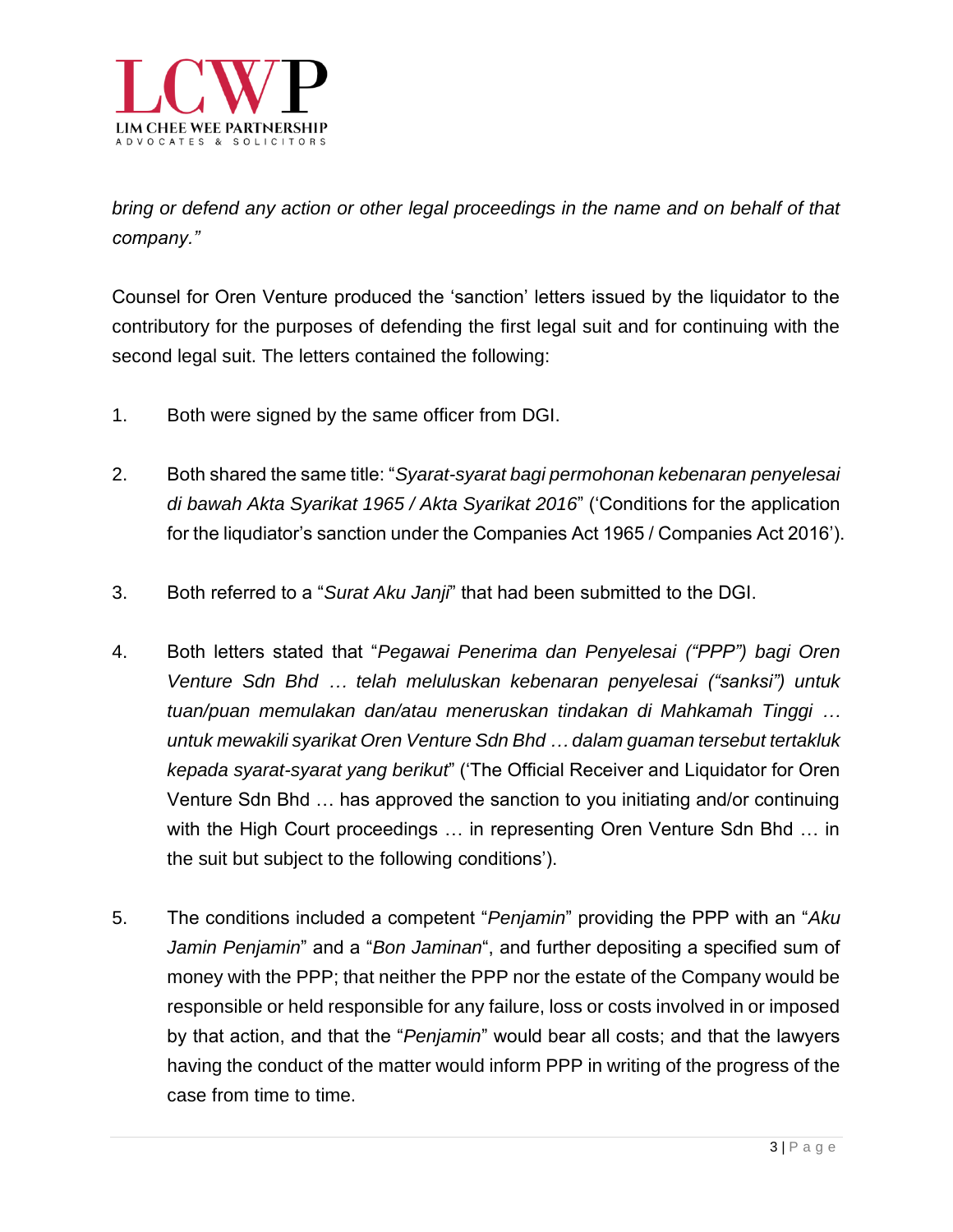*bring or defend any action or other legal proceedings in the name and on behalf of that company."*

Counsel for Oren Venture produced the 'sanction' letters issued by the liquidator to the contributory for the purposes of defending the first legal suit and for continuing with the second legal suit. The letters contained the following:

1. Both were signed by the same officer from DGI.

2. Both shared the same title: "*Syarat-syarat bagi permohonan kebenaran penyelesai di bawah Akta Syarikat 1965 / Akta Syarikat 2016*" ('Conditions for the application for the liqudiator's sanction under the Companies Act 1965 / Companies Act 2016').

3. Both referred to a "*Surat Aku Janji*" that had been submitted to the DGI.

4. Both letters stated that "*Pegawai Penerima dan Penyelesai ("PPP") bagi Oren Venture Sdn Bhd … telah meluluskan kebenaran penyelesai ("sanksi") untuk tuan/puan memulakan dan/atau meneruskan tindakan di Mahkamah Tinggi … untuk mewakili syarikat Oren Venture Sdn Bhd … dalam guaman tersebut tertakluk kepada syarat-syarat yang berikut*" ('The Official Receiver and Liquidator for Oren Venture Sdn Bhd … has approved the sanction to you initiating and/or continuing with the High Court proceedings … in representing Oren Venture Sdn Bhd … in the suit but subject to the following conditions').

5. The conditions included a competent "*Penjamin*" providing the PPP with an "*Aku Jamin Penjamin*" and a "*Bon Jaminan*", and further depositing a specified sum of money with the PPP; that neither the PPP nor the estate of the Company would be responsible or held responsible for any failure, loss or costs involved in or imposed by that action, and that the "*Penjamin*" would bear all costs; and that the lawyers having the conduct of the matter would inform PPP in writing of the progress of the case from time to time.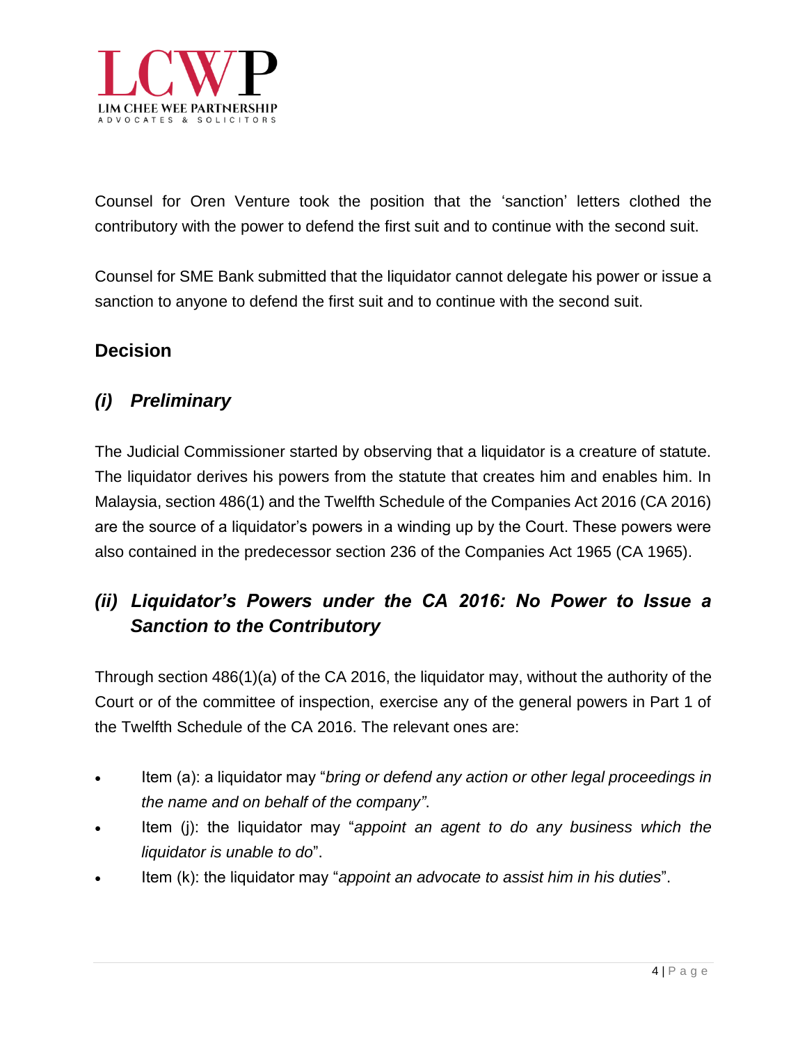Counsel for Oren Venture took the position that the 'sanction' letters clothed the contributory with the power to defend the first suit and to continue with the second suit.

Counsel for SME Bank submitted that the liquidator cannot delegate his power or issue a sanction to anyone to defend the first suit and to continue with the second suit.

## Decision

### *(i) Preliminary*

The Judicial Commissioner started by observing that a liquidator is a creature of statute. The liquidator derives his powers from the statute that creates him and enables him. In Malaysia, section 486(1) and the Twelfth Schedule of the Companies Act 2016 (CA 2016) are the source of a liquidator's powers in a winding up by the Court. These powers were also contained in the predecessor section 236 of the Companies Act 1965 (CA 1965).

### *(ii) Liquidator's Powers under the CA 2016: No Power to Issue a Sanction to the Contributory*

Through section 486(1)(a) of the CA 2016, the liquidator may, without the authority of the Court or of the committee of inspection, exercise any of the general powers in Part 1 of the Twelfth Schedule of the CA 2016. The relevant ones are:

- Item (a): a liquidator may "*bring or defend any action or other legal proceedings in the name and on behalf of the company"*.
- Item (j): the liquidator may "*appoint an agent to do any business which the liquidator is unable to do*".
- Item (k): the liquidator may "*appoint an advocate to assist him in his duties*".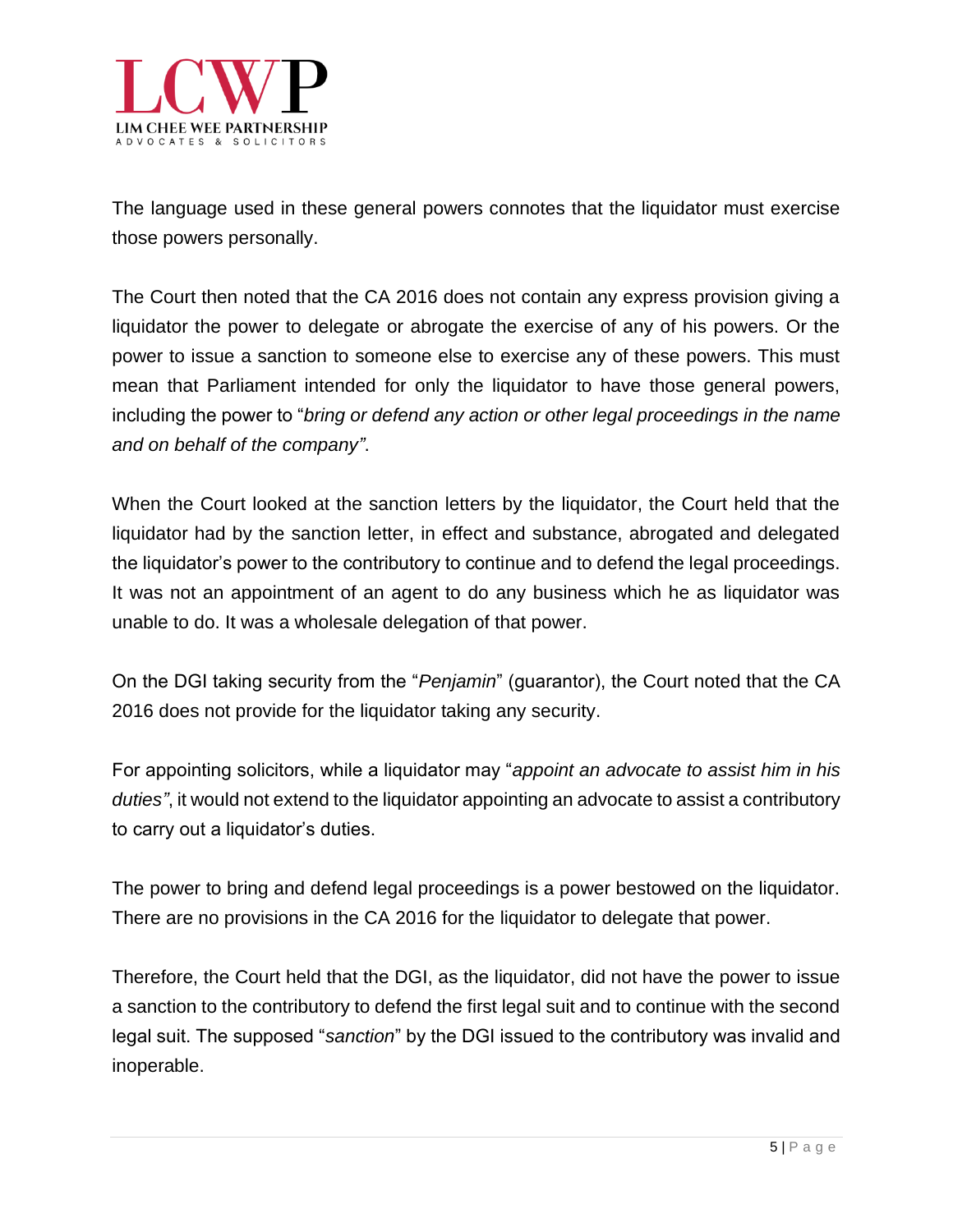The language used in these general powers connotes that the liquidator must exercise those powers personally.

The Court then noted that the CA 2016 does not contain any express provision giving a liquidator the power to delegate or abrogate the exercise of any of his powers. Or the power to issue a sanction to someone else to exercise any of these powers. This must mean that Parliament intended for only the liquidator to have those general powers, including the power to "*bring or defend any action or other legal proceedings in the name and on behalf of the company"*.

When the Court looked at the sanction letters by the liquidator, the Court held that the liquidator had by the sanction letter, in effect and substance, abrogated and delegated the liquidator's power to the contributory to continue and to defend the legal proceedings. It was not an appointment of an agent to do any business which he as liquidator was unable to do. It was a wholesale delegation of that power.

On the DGI taking security from the "*Penjamin*" (guarantor), the Court noted that the CA 2016 does not provide for the liquidator taking any security.

For appointing solicitors, while a liquidator may "*appoint an advocate to assist him in his duties"*, it would not extend to the liquidator appointing an advocate to assist a contributory to carry out a liquidator's duties.

The power to bring and defend legal proceedings is a power bestowed on the liquidator. There are no provisions in the CA 2016 for the liquidator to delegate that power.

Therefore, the Court held that the DGI, as the liquidator, did not have the power to issue a sanction to the contributory to defend the first legal suit and to continue with the second legal suit. The supposed "*sanction*" by the DGI issued to the contributory was invalid and inoperable.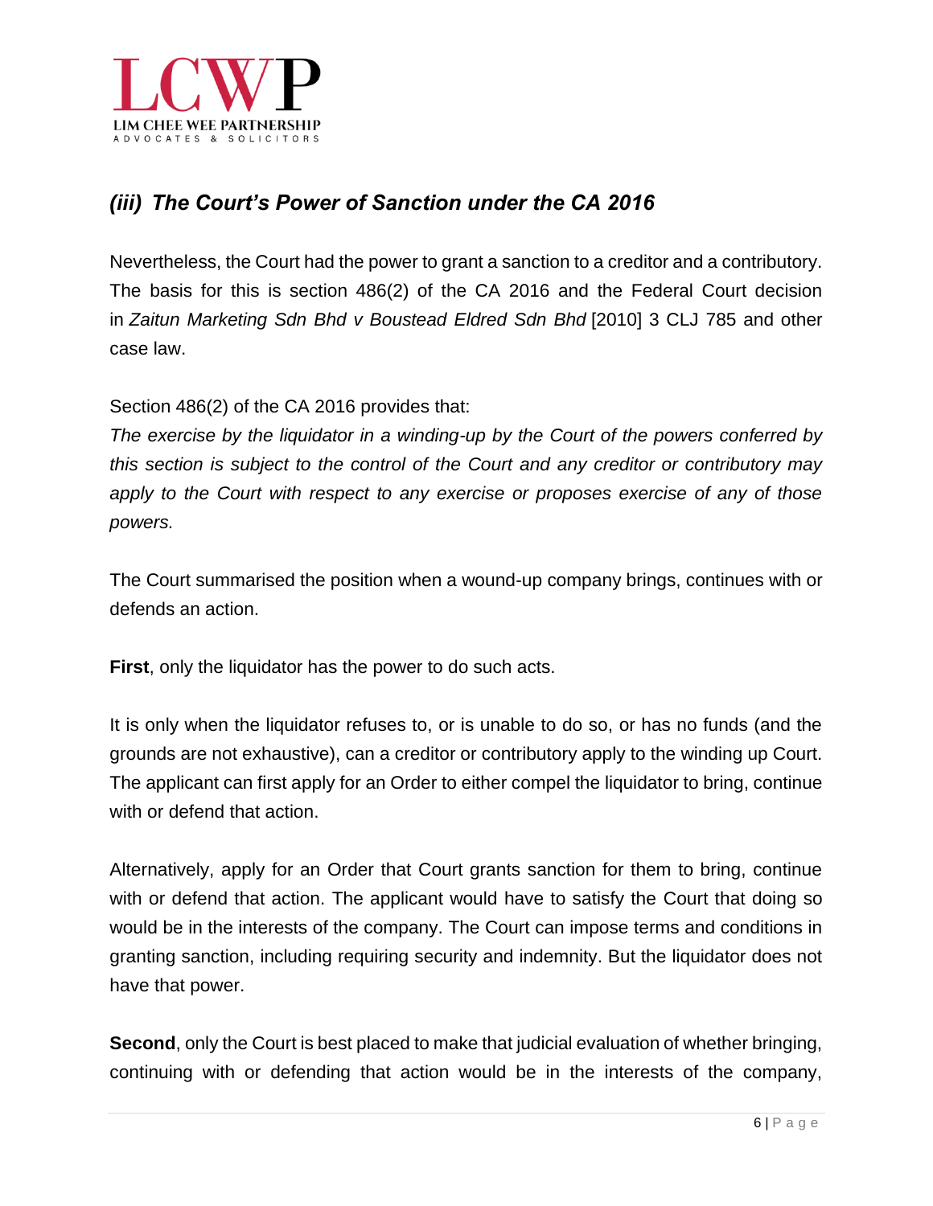### *(iii) The Court's Power of Sanction under the CA 2016*

Nevertheless, the Court had the power to grant a sanction to a creditor and a contributory. The basis for this is section 486(2) of the CA 2016 and the Federal Court decision in *Zaitun Marketing Sdn Bhd v Boustead Eldred Sdn Bhd* [2010] 3 CLJ 785 and other case law.

Section 486(2) of the CA 2016 provides that:
*The exercise by the liquidator in a winding-up by the Court of the powers conferred by this section is subject to the control of the Court and any creditor or contributory may apply to the Court with respect to any exercise or proposes exercise of any of those powers.*

The Court summarised the position when a wound-up company brings, continues with or defends an action.

**First**, only the liquidator has the power to do such acts.

It is only when the liquidator refuses to, or is unable to do so, or has no funds (and the grounds are not exhaustive), can a creditor or contributory apply to the winding up Court. The applicant can first apply for an Order to either compel the liquidator to bring, continue with or defend that action.

Alternatively, apply for an Order that Court grants sanction for them to bring, continue with or defend that action. The applicant would have to satisfy the Court that doing so would be in the interests of the company. The Court can impose terms and conditions in granting sanction, including requiring security and indemnity. But the liquidator does not have that power.

**Second**, only the Court is best placed to make that judicial evaluation of whether bringing, continuing with or defending that action would be in the interests of the company,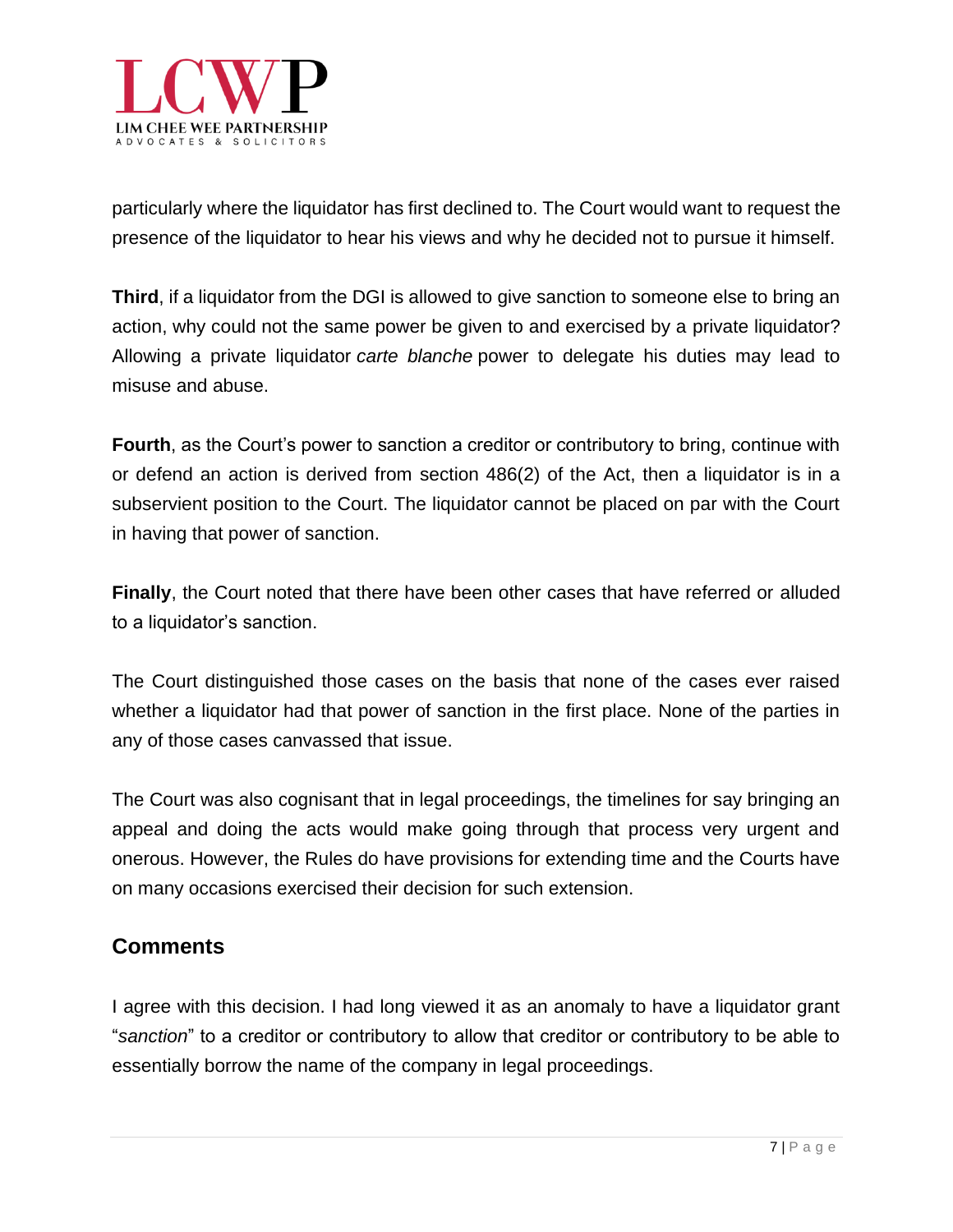particularly where the liquidator has first declined to. The Court would want to request the presence of the liquidator to hear his views and why he decided not to pursue it himself.

**Third**, if a liquidator from the DGI is allowed to give sanction to someone else to bring an action, why could not the same power be given to and exercised by a private liquidator? Allowing a private liquidator *carte blanche* power to delegate his duties may lead to misuse and abuse.

**Fourth**, as the Court's power to sanction a creditor or contributory to bring, continue with or defend an action is derived from section 486(2) of the Act, then a liquidator is in a subservient position to the Court. The liquidator cannot be placed on par with the Court in having that power of sanction.

**Finally**, the Court noted that there have been other cases that have referred or alluded to a liquidator's sanction.

The Court distinguished those cases on the basis that none of the cases ever raised whether a liquidator had that power of sanction in the first place. None of the parties in any of those cases canvassed that issue.

The Court was also cognisant that in legal proceedings, the timelines for say bringing an appeal and doing the acts would make going through that process very urgent and onerous. However, the Rules do have provisions for extending time and the Courts have on many occasions exercised their decision for such extension.

## Comments

I agree with this decision. I had long viewed it as an anomaly to have a liquidator grant "*sanction*" to a creditor or contributory to allow that creditor or contributory to be able to essentially borrow the name of the company in legal proceedings.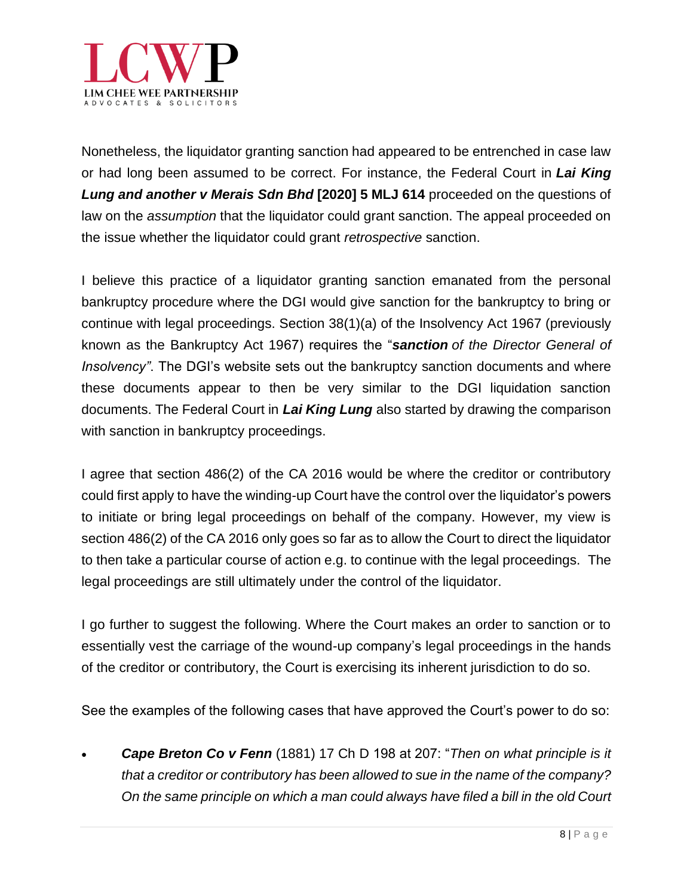Nonetheless, the liquidator granting sanction had appeared to be entrenched in case law or had long been assumed to be correct. For instance, the Federal Court in ***Lai King Lung and another v Merais Sdn Bhd*** **[2020] 5 MLJ 614** proceeded on the questions of law on the *assumption* that the liquidator could grant sanction. The appeal proceeded on the issue whether the liquidator could grant *retrospective* sanction.

I believe this practice of a liquidator granting sanction emanated from the personal bankruptcy procedure where the DGI would give sanction for the bankruptcy to bring or continue with legal proceedings. Section 38(1)(a) of the Insolvency Act 1967 (previously known as the Bankruptcy Act 1967) requires the "***sanction** of the Director General of Insolvency"*. The DGI's website sets out the bankruptcy sanction documents and where these documents appear to then be very similar to the DGI liquidation sanction documents. The Federal Court in ***Lai King Lung*** also started by drawing the comparison with sanction in bankruptcy proceedings.

I agree that section 486(2) of the CA 2016 would be where the creditor or contributory could first apply to have the winding-up Court have the control over the liquidator's powers to initiate or bring legal proceedings on behalf of the company. However, my view is section 486(2) of the CA 2016 only goes so far as to allow the Court to direct the liquidator to then take a particular course of action e.g. to continue with the legal proceedings. The legal proceedings are still ultimately under the control of the liquidator.

I go further to suggest the following. Where the Court makes an order to sanction or to essentially vest the carriage of the wound-up company's legal proceedings in the hands of the creditor or contributory, the Court is exercising its inherent jurisdiction to do so.

See the examples of the following cases that have approved the Court's power to do so:

- ***Cape Breton Co v Fenn*** (1881) 17 Ch D 198 at 207: "*Then on what principle is it that a creditor or contributory has been allowed to sue in the name of the company? On the same principle on which a man could always have filed a bill in the old Court*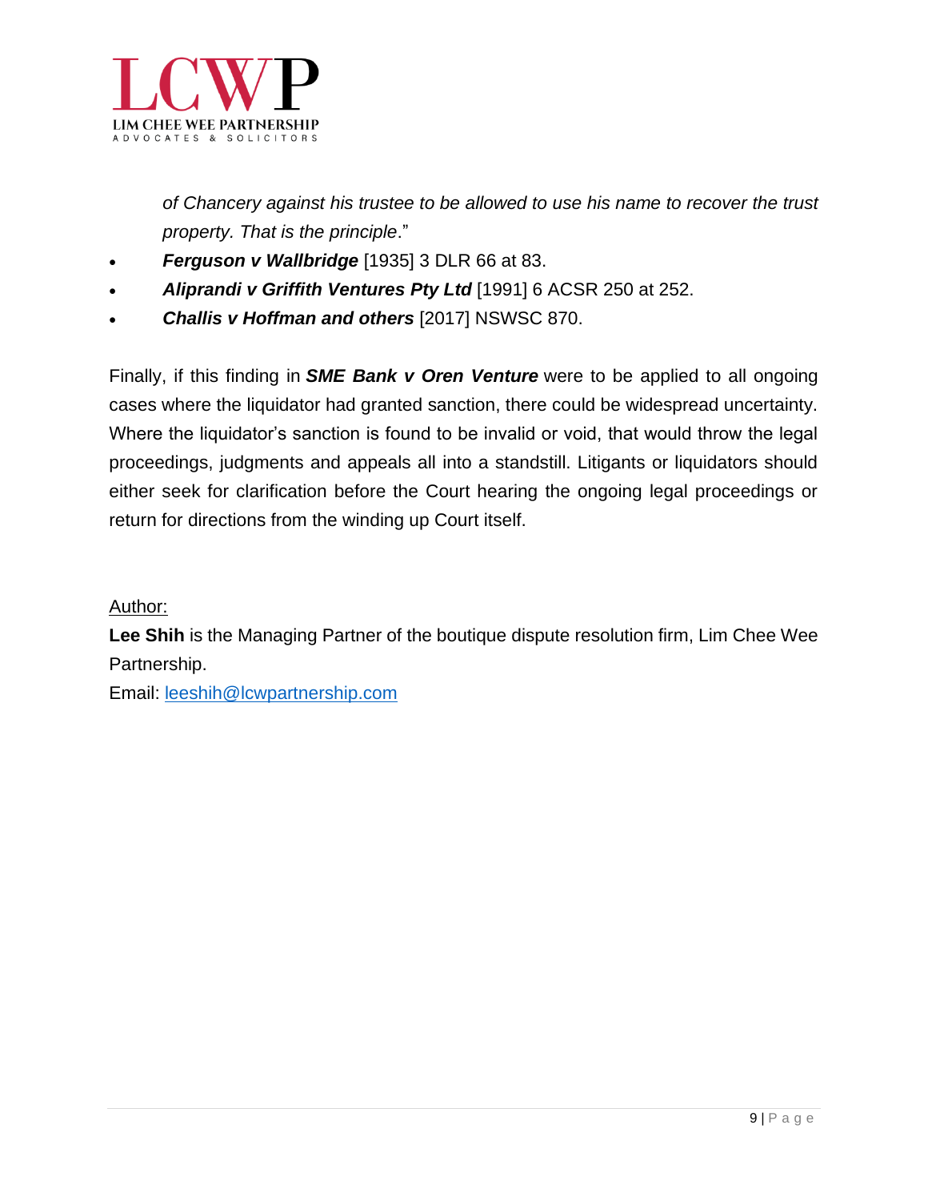*of Chancery against his trustee to be allowed to use his name to recover the trust property. That is the principle*."

- ***Ferguson v Wallbridge*** [1935] 3 DLR 66 at 83.
- ***Aliprandi v Griffith Ventures Pty Ltd*** [1991] 6 ACSR 250 at 252.
- ***Challis v Hoffman and others*** [2017] NSWSC 870.

Finally, if this finding in ***SME Bank v Oren Venture*** were to be applied to all ongoing cases where the liquidator had granted sanction, there could be widespread uncertainty. Where the liquidator's sanction is found to be invalid or void, that would throw the legal proceedings, judgments and appeals all into a standstill. Litigants or liquidators should either seek for clarification before the Court hearing the ongoing legal proceedings or return for directions from the winding up Court itself.

Author:

**Lee Shih** is the Managing Partner of the boutique dispute resolution firm, Lim Chee Wee Partnership.

Email: leeshih@lcwpartnership.com